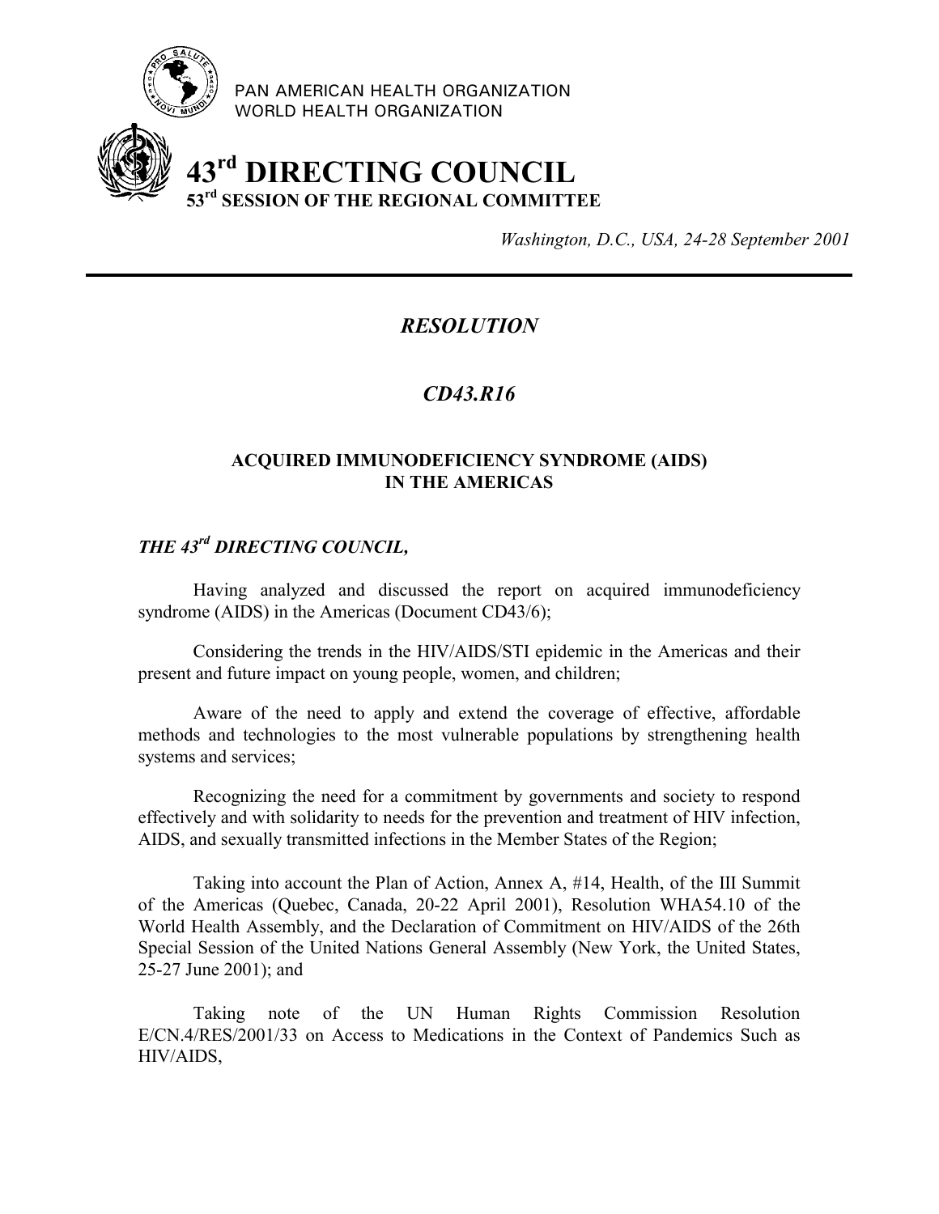PAN AMERICAN HEALTH ORGANIZATION
WORLD HEALTH ORGANIZATION

# 43rd DIRECTING COUNCIL
## 53rd SESSION OF THE REGIONAL COMMITTEE

*Washington, D.C., USA, 24-28 September 2001*

---

## *RESOLUTION*

## *CD43.R16*

### ACQUIRED IMMUNODEFICIENCY SYNDROME (AIDS) IN THE AMERICAS

***THE 43rd DIRECTING COUNCIL,***

Having analyzed and discussed the report on acquired immunodeficiency syndrome (AIDS) in the Americas (Document CD43/6);

Considering the trends in the HIV/AIDS/STI epidemic in the Americas and their present and future impact on young people, women, and children;

Aware of the need to apply and extend the coverage of effective, affordable methods and technologies to the most vulnerable populations by strengthening health systems and services;

Recognizing the need for a commitment by governments and society to respond effectively and with solidarity to needs for the prevention and treatment of HIV infection, AIDS, and sexually transmitted infections in the Member States of the Region;

Taking into account the Plan of Action, Annex A, #14, Health, of the III Summit of the Americas (Quebec, Canada, 20-22 April 2001), Resolution WHA54.10 of the World Health Assembly, and the Declaration of Commitment on HIV/AIDS of the 26th Special Session of the United Nations General Assembly (New York, the United States, 25-27 June 2001); and

Taking note of the UN Human Rights Commission Resolution E/CN.4/RES/2001/33 on Access to Medications in the Context of Pandemics Such as HIV/AIDS,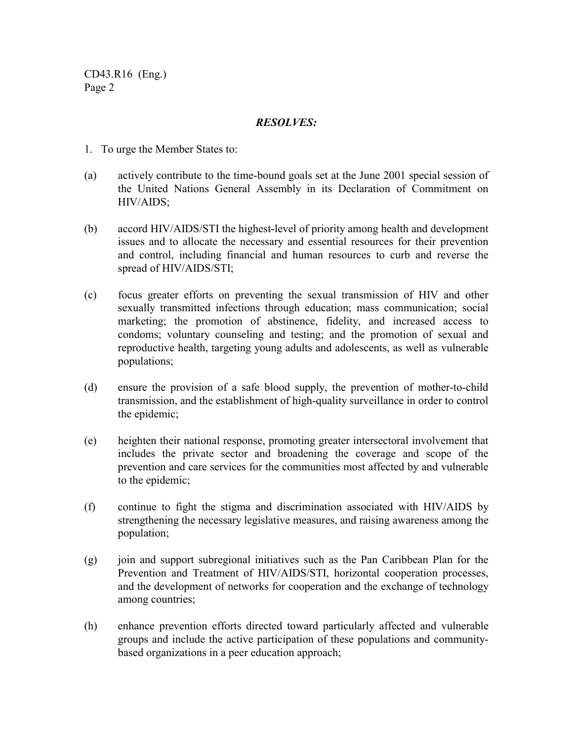***RESOLVES:***

1. To urge the Member States to:

(a) actively contribute to the time-bound goals set at the June 2001 special session of the United Nations General Assembly in its Declaration of Commitment on HIV/AIDS;

(b) accord HIV/AIDS/STI the highest-level of priority among health and development issues and to allocate the necessary and essential resources for their prevention and control, including financial and human resources to curb and reverse the spread of HIV/AIDS/STI;

(c) focus greater efforts on preventing the sexual transmission of HIV and other sexually transmitted infections through education; mass communication; social marketing; the promotion of abstinence, fidelity, and increased access to condoms; voluntary counseling and testing; and the promotion of sexual and reproductive health, targeting young adults and adolescents, as well as vulnerable populations;

(d) ensure the provision of a safe blood supply, the prevention of mother-to-child transmission, and the establishment of high-quality surveillance in order to control the epidemic;

(e) heighten their national response, promoting greater intersectoral involvement that includes the private sector and broadening the coverage and scope of the prevention and care services for the communities most affected by and vulnerable to the epidemic;

(f) continue to fight the stigma and discrimination associated with HIV/AIDS by strengthening the necessary legislative measures, and raising awareness among the population;

(g) join and support subregional initiatives such as the Pan Caribbean Plan for the Prevention and Treatment of HIV/AIDS/STI, horizontal cooperation processes, and the development of networks for cooperation and the exchange of technology among countries;

(h) enhance prevention efforts directed toward particularly affected and vulnerable groups and include the active participation of these populations and community-based organizations in a peer education approach;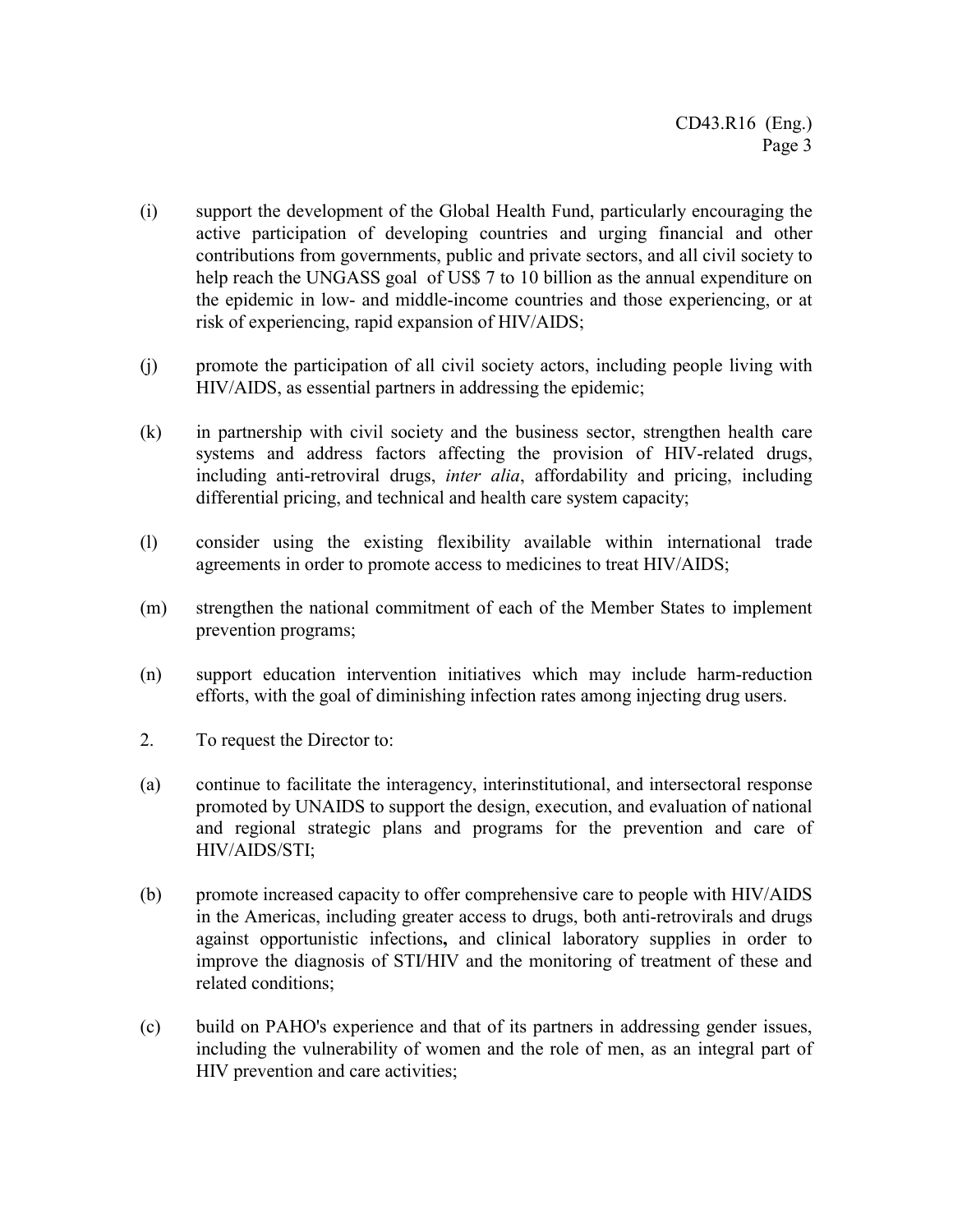(i) support the development of the Global Health Fund, particularly encouraging the active participation of developing countries and urging financial and other contributions from governments, public and private sectors, and all civil society to help reach the UNGASS goal of US$ 7 to 10 billion as the annual expenditure on the epidemic in low- and middle-income countries and those experiencing, or at risk of experiencing, rapid expansion of HIV/AIDS;

(j) promote the participation of all civil society actors, including people living with HIV/AIDS, as essential partners in addressing the epidemic;

(k) in partnership with civil society and the business sector, strengthen health care systems and address factors affecting the provision of HIV-related drugs, including anti-retroviral drugs, *inter alia*, affordability and pricing, including differential pricing, and technical and health care system capacity;

(l) consider using the existing flexibility available within international trade agreements in order to promote access to medicines to treat HIV/AIDS;

(m) strengthen the national commitment of each of the Member States to implement prevention programs;

(n) support education intervention initiatives which may include harm-reduction efforts, with the goal of diminishing infection rates among injecting drug users.

2. To request the Director to:

(a) continue to facilitate the interagency, interinstitutional, and intersectoral response promoted by UNAIDS to support the design, execution, and evaluation of national and regional strategic plans and programs for the prevention and care of HIV/AIDS/STI;

(b) promote increased capacity to offer comprehensive care to people with HIV/AIDS in the Americas, including greater access to drugs, both anti-retrovirals and drugs against opportunistic infections**,** and clinical laboratory supplies in order to improve the diagnosis of STI/HIV and the monitoring of treatment of these and related conditions;

(c) build on PAHO's experience and that of its partners in addressing gender issues, including the vulnerability of women and the role of men, as an integral part of HIV prevention and care activities;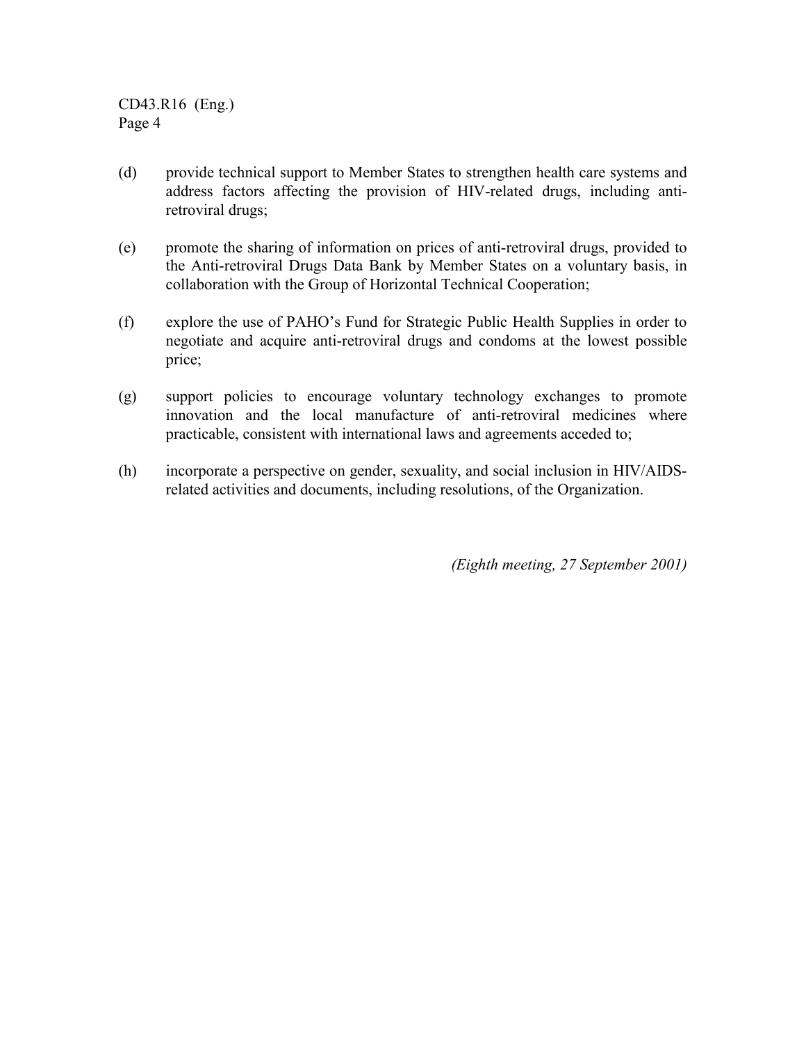(d) provide technical support to Member States to strengthen health care systems and address factors affecting the provision of HIV-related drugs, including anti-retroviral drugs;

(e) promote the sharing of information on prices of anti-retroviral drugs, provided to the Anti-retroviral Drugs Data Bank by Member States on a voluntary basis, in collaboration with the Group of Horizontal Technical Cooperation;

(f) explore the use of PAHO's Fund for Strategic Public Health Supplies in order to negotiate and acquire anti-retroviral drugs and condoms at the lowest possible price;

(g) support policies to encourage voluntary technology exchanges to promote innovation and the local manufacture of anti-retroviral medicines where practicable, consistent with international laws and agreements acceded to;

(h) incorporate a perspective on gender, sexuality, and social inclusion in HIV/AIDS-related activities and documents, including resolutions, of the Organization.

*(Eighth meeting, 27 September 2001)*